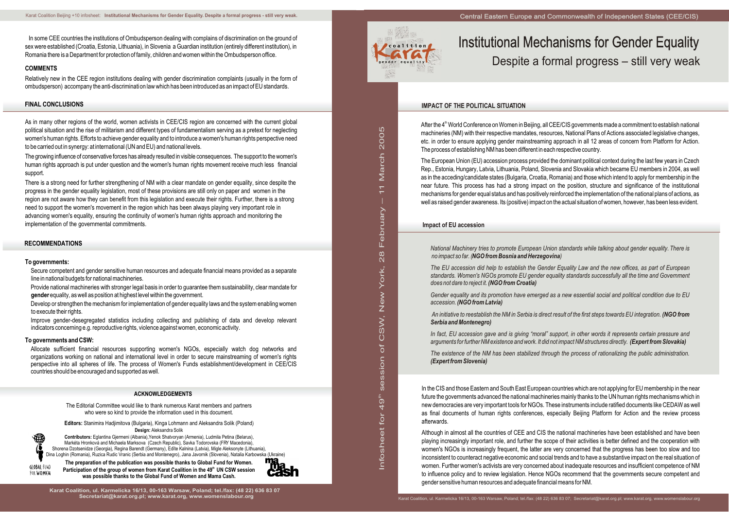# Institutional Mechanisms for Gender Equality

## Despite a formal progress – still very weak

Central Eastern Europe and Commonwealth of Independent States (CEE/CIS)

Infosheet for 49[th] session of CSW, New York, 28 February – 11 March 2005

### IMPACT OF THE POLITICAL SITUATION

After the 4[th] World Conference on Women in Beijing, all CEE/CIS governments made a commitment to establish national machineries (NM) with their respective mandates, resources, National Plans of Actions associated legislative changes, etc. in order to ensure applying gender mainstreaming approach in all 12 areas of concern from Platform for Action. The process of establishing NM has been different in each respective country.

The European Union (EU) accession process provided the dominant political context during the last few years in Czech Rep., Estonia, Hungary, Latvia, Lithuania, Poland, Slovenia and Slovakia which became EU members in 2004, as well as in the acceding/candidate states (Bulgaria, Croatia, Romania) and those which intend to apply for membership in the near future. This process has had a strong impact on the position, structure and significance of the institutional mechanisms for gender equal status and has positively reinforced the implementation of the national plans of actions, as well as raised gender awareness. Its (positive) impact on the actual situation of women, however, has been less evident.

#### Impact of EU accession

*National Machinery tries to promote European Union standards while talking about gender equality. There is no impact so far. (**NGO from Bosnia and Herzegovina**)*

*The EU accession did help to establish the Gender Equality Law and the new offices, as part of European standards. Women's NGOs promote EU gender equality standards successfully all the time and Government does not dare to reject it. (**NGO from Croatia**)*

*Gender equality and its promotion have emerged as a new essential social and political condition due to EU accession. (**NGO from Latvia**)*

*An initiative to reestablish the NM in Serbia is direct result of the first steps towards EU integration. (**NGO from Serbia and Montenegro**)*

*In fact, EU accession gave and is giving "moral" support, in other words it represents certain pressure and arguments for further NM existence and work. It did not impact NM structures directly. (**Expert from Slovakia**)*

*The existence of the NM has been stabilized through the process of rationalizing the public administration. (**Expert from Slovenia**)*

In the CIS and those Eastern and South East European countries which are not applying for EU membership in the near future the governments advanced the national machineries mainly thanks to the UN human rights mechanisms which in new democracies are very important tools for NGOs. These instruments include ratified documents like CEDAW as well as final documents of human rights conferences, especially Beijing Platform for Action and the review process afterwards.

Although in almost all the countries of CEE and CIS the national machineries have been established and have been playing increasingly important role, and further the scope of their activities is better defined and the cooperation with women's NGOs is increasingly frequent, the latter are very concerned that the progress has been too slow and too inconsistent to counteract negative economic and social trends and to have a substantive impact on the real situation of women. Further women's activists are very concerned about inadequate resources and insufficient competence of NM to influence policy and to review legislation. Hence NGOs recommend that the governments secure competent and gender sensitive human resources and adequate financial means for NM.

In some CEE countries the institutions of Ombudsperson dealing with complains of discrimination on the ground of sex were established (Croatia, Estonia, Lithuania), in Slovenia a Guardian institution (entirely different institution), in Romania there is a Department for protection of family, children and women within the Ombudsperson office.

### COMMENTS

Relatively new in the CEE region institutions dealing with gender discrimination complaints (usually in the form of ombudsperson) accompany the anti-discrimination law which has been introduced as an impact of EU standards.

### FINAL CONCLUSIONS

As in many other regions of the world, women activists in CEE/CIS region are concerned with the current global political situation and the rise of militarism and different types of fundamentalism serving as a pretext for neglecting women's human rights. Efforts to achieve gender equality and to introduce a women's human rights perspective need to be carried out in synergy: at international (UN and EU) and national levels.

The growing influence of conservative forces has already resulted in visible consequences. The support to the women's human rights approach is put under question and the women's human rights movement receive much less financial support.

There is a strong need for further strengthening of NM with a clear mandate on gender equality, since despite the progress in the gender equality legislation, most of these provisions are still only on paper and women in the region are not aware how they can benefit from this legislation and execute their rights. Further, there is a strong need to support the women's movement in the region which has been always playing very important role in advancing women's equality, ensuring the continuity of women's human rights approach and monitoring the implementation of the governmental commitments.

### RECOMMENDATIONS

#### To governments:

- Secure competent and gender sensitive human resources and adequate financial means provided as a separate line in national budgets for national machineries.
- Provide national machineries with stronger legal basis in order to guarantee them sustainability, clear mandate for **gender** equality, as well as position at highest level within the government.
- Develop or strengthen the mechanism for implementation of gender equality laws and the system enabling women to execute their rights.
- Improve gender-desegregated statistics including collecting and publishing of data and develop relevant indicators e.g. reproductive rights, violence against women, economic activity.

#### To governments and CSW:

- Allocate sufficient financial resources supporting women's NGOs, especially watch dog networks and organizations working on national and international level in order to secure mainstreaming of women's rights perspective into all spheres of life. The process of Women's Funds establishment/development in CEE/CIS countries should be encouraged and supported as well.

### ACKNOWLEDGEMENTS

The Editorial Committee would like to thank numerous Karat members and partners who were so kind to provide the information used in this document.

**Editors:** Stanimira Hadjimitova (Bulgaria), Kinga Lohmann and Aleksandra Solik (Poland)

**Design:** Aleksandra Solik

**Contributors:** Eglantina Gjermeni (Albania), Yenok Shatvoryan (Armenia), Ludmila Petina (Belarus), Markéta Hronková and Michaela Marksova (Czech Republic), Savka Todorovska (FRY Macedonia), Shorena Dzotsenidze (Georgia), Regina Barendt (Germany), Edite Kalnina (Latvia), Migle Aleksonyte (Lithuania), Dina Loghin (Romania), Ruzica Rudic Vranic (Serbia and Montenegro), Jana Javornik (Slovenia), Natalia Karbowska (Ukraine)

**The preparation of the publication was possible thanks to Global Fund for Women. Participation of the group of women from Karat Coalition in the 49[th] UN CSW session was possible thanks to the Global Fund of Women and Mama Cash.**

Karat Coalition, ul. Karmelicka 16/13, 00-163 Warsaw, Poland; tel./fax: (48 22) 636 83 07
Secretariat@karat.org.pl; www.karat.org, www.womenslabour.org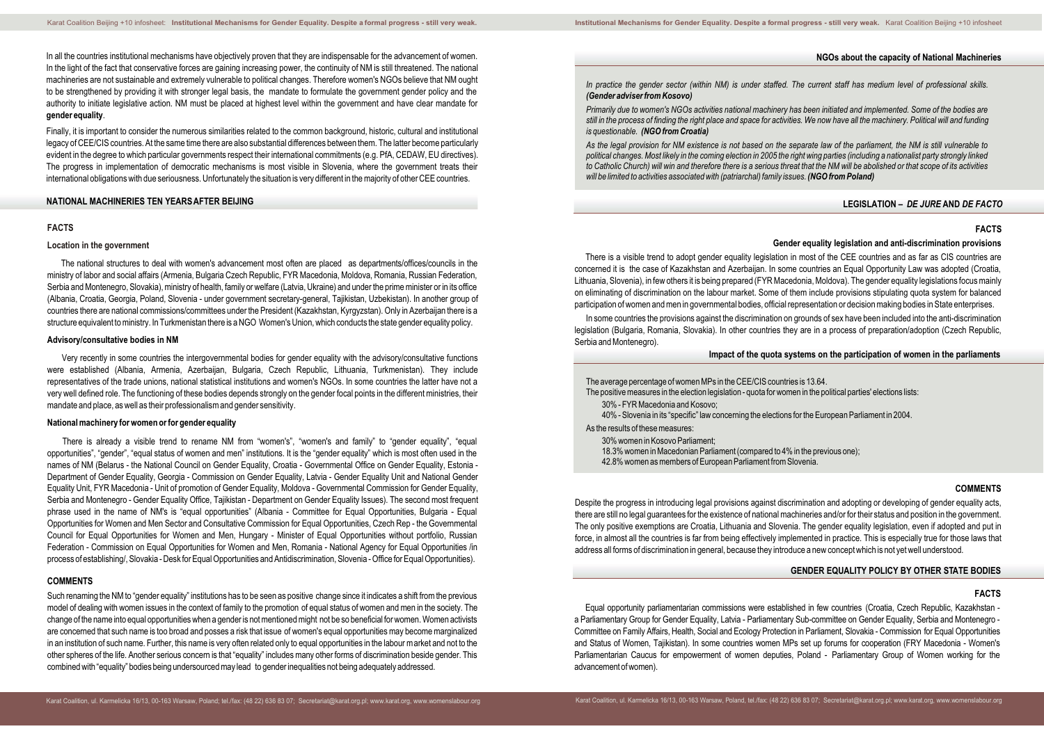In all the countries institutional mechanisms have objectively proven that they are indispensable for the advancement of women. In the light of the fact that conservative forces are gaining increasing power, the continuity of NM is still threatened. The national machineries are not sustainable and extremely vulnerable to political changes. Therefore women's NGOs believe that NM ought to be strengthened by providing it with stronger legal basis, the mandate to formulate the government gender policy and the authority to initiate legislative action. NM must be placed at highest level within the government and have clear mandate for **gender equality**.

Finally, it is important to consider the numerous similarities related to the common background, historic, cultural and institutional legacy of CEE/CIS countries. At the same time there are also substantial differences between them. The latter become particularly evident in the degree to which particular governments respect their international commitments (e.g. PfA, CEDAW, EU directives). The progress in implementation of democratic mechanisms is most visible in Slovenia, where the government treats their international obligations with due seriousness. Unfortunately the situation is very different in the majority of other CEE countries.

## NATIONAL MACHINERIES TEN YEARS AFTER BEIJING

### FACTS

#### Location in the government

The national structures to deal with women's advancement most often are placed as departments/offices/councils in the ministry of labor and social affairs (Armenia, Bulgaria Czech Republic, FYR Macedonia, Moldova, Romania, Russian Federation, Serbia and Montenegro, Slovakia), ministry of health, family or welfare (Latvia, Ukraine) and under the prime minister or in its office (Albania, Croatia, Georgia, Poland, Slovenia - under government secretary-general, Tajikistan, Uzbekistan). In another group of countries there are national commissions/committees under the President (Kazakhstan, Kyrgyzstan). Only in Azerbaijan there is a structure equivalent to ministry. In Turkmenistan there is a NGO Women's Union, which conducts the state gender equality policy.

#### Advisory/consultative bodies in NM

Very recently in some countries the intergovernmental bodies for gender equality with the advisory/consultative functions were established (Albania, Armenia, Azerbaijan, Bulgaria, Czech Republic, Lithuania, Turkmenistan). They include representatives of the trade unions, national statistical institutions and women's NGOs. In some countries the latter have not a very well defined role. The functioning of these bodies depends strongly on the gender focal points in the different ministries, their mandate and place, as well as their professionalism and gender sensitivity.

#### National machinery for women or for gender equality

There is already a visible trend to rename NM from "women's", "women's and family" to "gender equality", "equal opportunities", "gender", "equal status of women and men" institutions. It is the "gender equality" which is most often used in the names of NM (Belarus - the National Council on Gender Equality, Croatia - Governmental Office on Gender Equality, Estonia - Department of Gender Equality, Georgia - Commission on Gender Equality, Latvia - Gender Equality Unit and National Gender Equality Unit, FYR Macedonia - Unit of promotion of Gender Equality, Moldova - Governmental Commission for Gender Equality, Serbia and Montenegro - Gender Equality Office, Tajikistan - Department on Gender Equality Issues). The second most frequent phrase used in the name of NM's is "equal opportunities" (Albania - Committee for Equal Opportunities, Bulgaria - Equal Opportunities for Women and Men Sector and Consultative Commission for Equal Opportunities, Czech Rep - the Governmental Council for Equal Opportunities for Women and Men, Hungary - Minister of Equal Opportunities without portfolio, Russian Federation - Commission on Equal Opportunities for Women and Men, Romania - National Agency for Equal Opportunities /in process of establishing/, Slovakia - Desk for Equal Opportunities and Antidiscrimination, Slovenia - Office for Equal Opportunities).

### COMMENTS

Such renaming the NM to "gender equality" institutions has to be seen as positive change since it indicates a shift from the previous model of dealing with women issues in the context of family to the promotion of equal status of women and men in the society. The change of the name into equal opportunities when a gender is not mentioned might not be so beneficial for women. Women activists are concerned that such name is too broad and posses a risk that issue of women's equal opportunities may become marginalized in an institution of such name. Further, this name is very often related only to equal opportunities in the labour market and not to the other spheres of the life. Another serious concern is that "equality" includes many other forms of discrimination beside gender. This combined with "equality" bodies being undersourced may lead to gender inequalities not being adequately addressed.

#### NGOs about the capacity of National Machineries

*In practice the gender sector (within NM) is under staffed. The current staff has medium level of professional skills.* ***(Gender adviser from Kosovo)***

*Primarily due to women's NGOs activities national machinery has been initiated and implemented. Some of the bodies are still in the process of finding the right place and space for activities. We now have all the machinery. Political will and funding is questionable.* ***(NGO from Croatia)***

*As the legal provision for NM existence is not based on the separate law of the parliament, the NM is still vulnerable to political changes. Most likely in the coming election in 2005 the right wing parties (including a nationalist party strongly linked to Catholic Church) will win and therefore there is a serious threat that the NM will be abolished or that scope of its activities will be limited to activities associated with (patriarchal) family issues.* ***(NGO from Poland)***

## LEGISLATION – *DE JURE* AND *DE FACTO*

### FACTS

#### Gender equality legislation and anti-discrimination provisions

There is a visible trend to adopt gender equality legislation in most of the CEE countries and as far as CIS countries are concerned it is the case of Kazakhstan and Azerbaijan. In some countries an Equal Opportunity Law was adopted (Croatia, Lithuania, Slovenia), in few others it is being prepared (FYR Macedonia, Moldova). The gender equality legislations focus mainly on eliminating of discrimination on the labour market. Some of them include provisions stipulating quota system for balanced participation of women and men in governmental bodies, official representation or decision making bodies in State enterprises.

In some countries the provisions against the discrimination on grounds of sex have been included into the anti-discrimination legislation (Bulgaria, Romania, Slovakia). In other countries they are in a process of preparation/adoption (Czech Republic, Serbia and Montenegro).

#### Impact of the quota systems on the participation of women in the parliaments

The average percentage of women MPs in the CEE/CIS countries is 13.64.

The positive measures in the election legislation - quota for women in the political parties' elections lists:

- 30% - FYR Macedonia and Kosovo;
- 40% - Slovenia in its "specific" law concerning the elections for the European Parliament in 2004.

As the results of these measures:

- 30% women in Kosovo Parliament;
- 18.3% women in Macedonian Parliament (compared to 4% in the previous one);
- 42.8% women as members of European Parliament from Slovenia.

### COMMENTS

Despite the progress in introducing legal provisions against discrimination and adopting or developing of gender equality acts, there are still no legal guarantees for the existence of national machineries and/or for their status and position in the government. The only positive exemptions are Croatia, Lithuania and Slovenia. The gender equality legislation, even if adopted and put in force, in almost all the countries is far from being effectively implemented in practice. This is especially true for those laws that address all forms of discrimination in general, because they introduce a new concept which is not yet well understood.

## GENDER EQUALITY POLICY BY OTHER STATE BODIES

### FACTS

Equal opportunity parliamentarian commissions were established in few countries (Croatia, Czech Republic, Kazakhstan - a Parliamentary Group for Gender Equality, Latvia - Parliamentary Sub-committee on Gender Equality, Serbia and Montenegro - Committee on Family Affairs, Health, Social and Ecology Protection in Parliament, Slovakia - Commission for Equal Opportunities and Status of Women, Tajikistan). In some countries women MPs set up forums for cooperation (FRY Macedonia - Women's Parliamentarian Caucus for empowerment of women deputies, Poland - Parliamentary Group of Women working for the advancement of women).